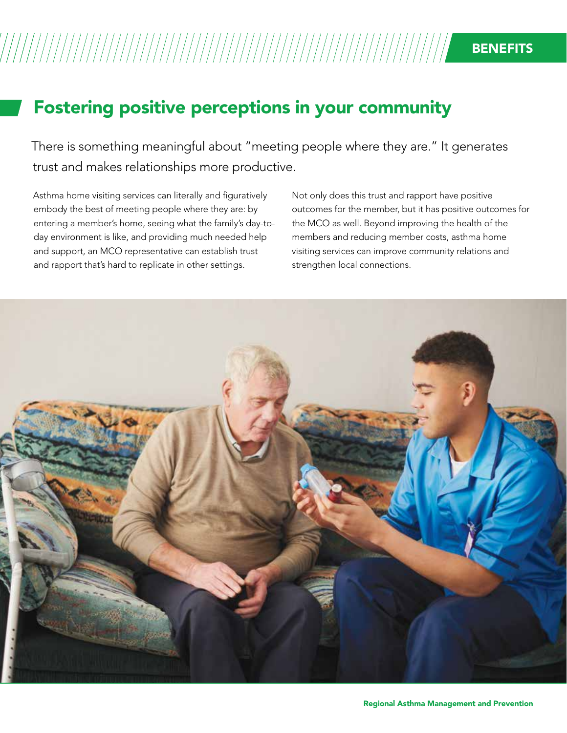BENEFITS

# Fostering positive perceptions in your community

There is something meaningful about "meeting people where they are." It generates trust and makes relationships more productive.

Asthma home visiting services can literally and figuratively embody the best of meeting people where they are: by entering a member's home, seeing what the family's day-to-day environment is like, and providing much needed help and support, an MCO representative can establish trust and rapport that's hard to replicate in other settings.

Not only does this trust and rapport have positive outcomes for the member, but it has positive outcomes for the MCO as well. Beyond improving the health of the members and reducing member costs, asthma home visiting services can improve community relations and strengthen local connections.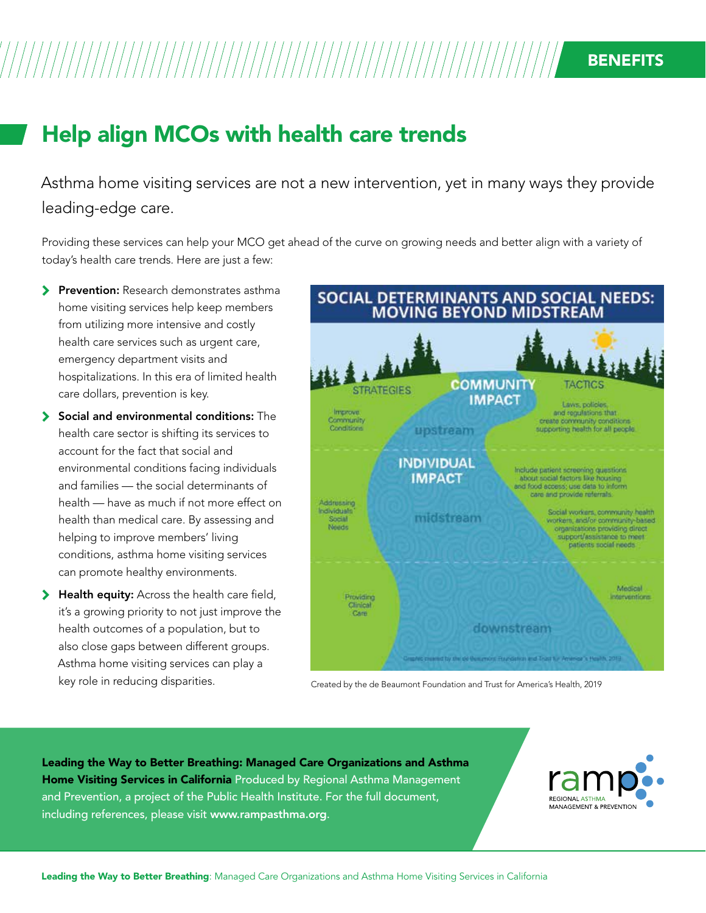BENEFITS

# Help align MCOs with health care trends

Asthma home visiting services are not a new intervention, yet in many ways they provide leading-edge care.

Providing these services can help your MCO get ahead of the curve on growing needs and better align with a variety of today's health care trends. Here are just a few:

- **Prevention:** Research demonstrates asthma home visiting services help keep members from utilizing more intensive and costly health care services such as urgent care, emergency department visits and hospitalizations. In this era of limited health care dollars, prevention is key.
- **Social and environmental conditions:** The health care sector is shifting its services to account for the fact that social and environmental conditions facing individuals and families — the social determinants of health — have as much if not more effect on health than medical care. By assessing and helping to improve members' living conditions, asthma home visiting services can promote healthy environments.
- **Health equity:** Across the health care field, it's a growing priority to not just improve the health outcomes of a population, but to also close gaps between different groups. Asthma home visiting services can play a key role in reducing disparities.

SOCIAL DETERMINANTS AND SOCIAL NEEDS: MOVING BEYOND MIDSTREAM

STRATEGIES

COMMUNITY IMPACT

TACTICS

Improve Community Conditions

upstream

Laws, policies, and regulations that create community conditions supporting health for all people

INDIVIDUAL IMPACT

Include patient screening questions about social factors like housing and food access; use data to inform care and provide referrals

Addressing Individuals' Social Needs

midstream

Social workers, community health workers, and/or community-based organizations providing direct support/assistance to meet patients' social needs

Providing Clinical Care

Medical Interventions

downstream

Graphic created by the de Beaumont Foundation and Trust for America's Health, 2019

Created by the de Beaumont Foundation and Trust for America's Health, 2019

**Leading the Way to Better Breathing: Managed Care Organizations and Asthma Home Visiting Services in California** Produced by Regional Asthma Management and Prevention, a project of the Public Health Institute. For the full document, including references, please visit **www.rampasthma.org**.

ramp REGIONAL ASTHMA MANAGEMENT & PREVENTION